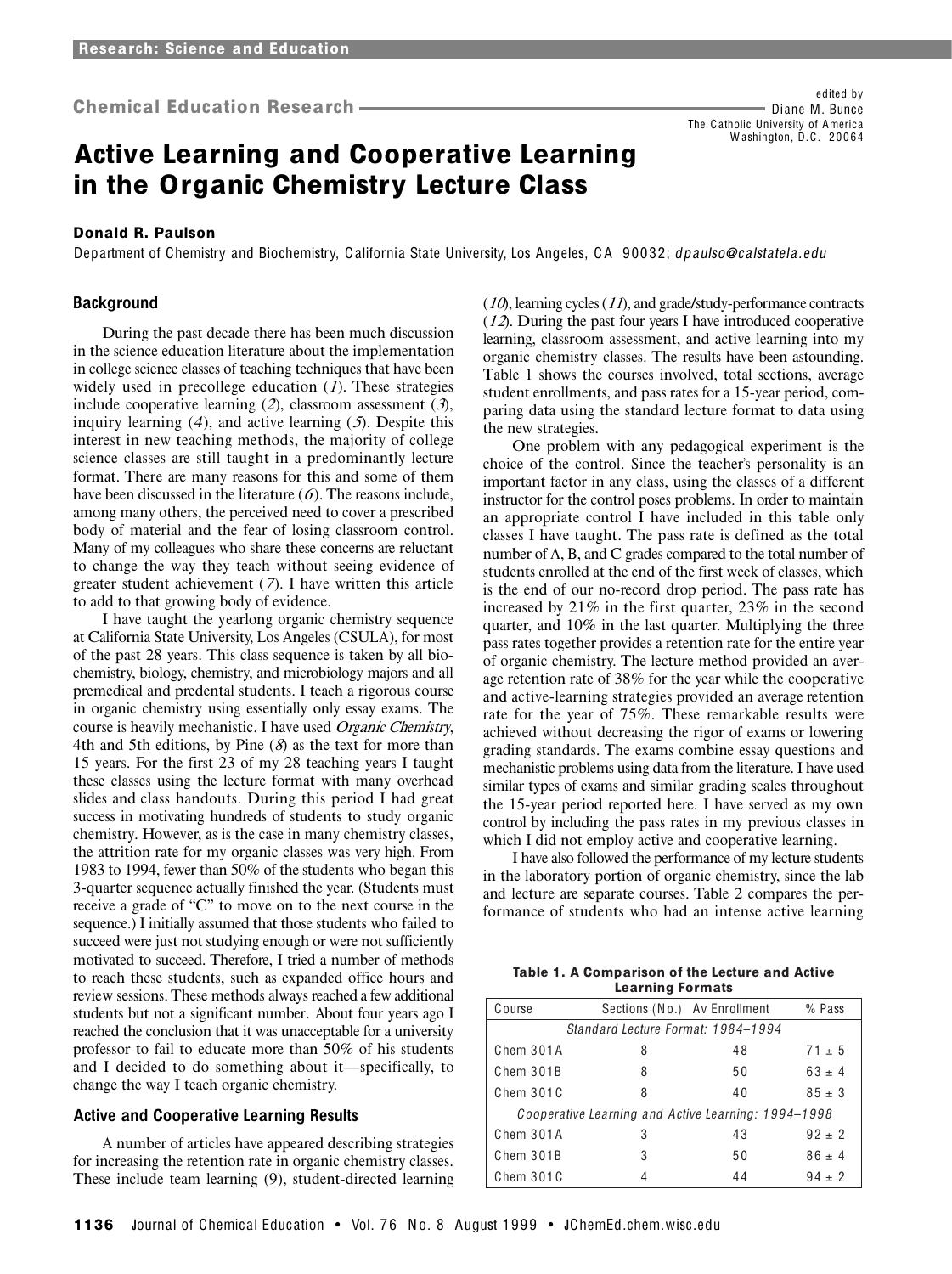Research: Science and Education

Chemical Education Research

edited by
Diane M. Bunce
The Catholic University of America
Washington, D.C. 20064

# Active Learning and Cooperative Learning in the Organic Chemistry Lecture Class

**Donald R. Paulson**

Department of Chemistry and Biochemistry, California State University, Los Angeles, CA 90032; *dpaulso@calstatela.edu*

### Background

During the past decade there has been much discussion in the science education literature about the implementation in college science classes of teaching techniques that have been widely used in precollege education (*1*). These strategies include cooperative learning (*2*), classroom assessment (*3*), inquiry learning (*4*), and active learning (*5*). Despite this interest in new teaching methods, the majority of college science classes are still taught in a predominantly lecture format. There are many reasons for this and some of them have been discussed in the literature (*6*). The reasons include, among many others, the perceived need to cover a prescribed body of material and the fear of losing classroom control. Many of my colleagues who share these concerns are reluctant to change the way they teach without seeing evidence of greater student achievement (*7*). I have written this article to add to that growing body of evidence.

I have taught the yearlong organic chemistry sequence at California State University, Los Angeles (CSULA), for most of the past 28 years. This class sequence is taken by all biochemistry, biology, chemistry, and microbiology majors and all premedical and predental students. I teach a rigorous course in organic chemistry using essentially only essay exams. The course is heavily mechanistic. I have used *Organic Chemistry*, 4th and 5th editions, by Pine (*8*) as the text for more than 15 years. For the first 23 of my 28 teaching years I taught these classes using the lecture format with many overhead slides and class handouts. During this period I had great success in motivating hundreds of students to study organic chemistry. However, as is the case in many chemistry classes, the attrition rate for my organic classes was very high. From 1983 to 1994, fewer than 50% of the students who began this 3-quarter sequence actually finished the year. (Students must receive a grade of "C" to move on to the next course in the sequence.) I initially assumed that those students who failed to succeed were just not studying enough or were not sufficiently motivated to succeed. Therefore, I tried a number of methods to reach these students, such as expanded office hours and review sessions. These methods always reached a few additional students but not a significant number. About four years ago I reached the conclusion that it was unacceptable for a university professor to fail to educate more than 50% of his students and I decided to do something about it—specifically, to change the way I teach organic chemistry.

### Active and Cooperative Learning Results

A number of articles have appeared describing strategies for increasing the retention rate in organic chemistry classes. These include team learning (9), student-directed learning (*10*), learning cycles (*11*), and grade/study-performance contracts (*12*). During the past four years I have introduced cooperative learning, classroom assessment, and active learning into my organic chemistry classes. The results have been astounding. Table 1 shows the courses involved, total sections, average student enrollments, and pass rates for a 15-year period, comparing data using the standard lecture format to data using the new strategies.

One problem with any pedagogical experiment is the choice of the control. Since the teacher's personality is an important factor in any class, using the classes of a different instructor for the control poses problems. In order to maintain an appropriate control I have included in this table only classes I have taught. The pass rate is defined as the total number of A, B, and C grades compared to the total number of students enrolled at the end of the first week of classes, which is the end of our no-record drop period. The pass rate has increased by 21% in the first quarter, 23% in the second quarter, and 10% in the last quarter. Multiplying the three pass rates together provides a retention rate for the entire year of organic chemistry. The lecture method provided an average retention rate of 38% for the year while the cooperative and active-learning strategies provided an average retention rate for the year of 75%. These remarkable results were achieved without decreasing the rigor of exams or lowering grading standards. The exams combine essay questions and mechanistic problems using data from the literature. I have used similar types of exams and similar grading scales throughout the 15-year period reported here. I have served as my own control by including the pass rates in my previous classes in which I did not employ active and cooperative learning.

I have also followed the performance of my lecture students in the laboratory portion of organic chemistry, since the lab and lecture are separate courses. Table 2 compares the performance of students who had an intense active learning

**Table 1. A Comparison of the Lecture and Active Learning Formats**

| Course | Sections (No.) | Av Enrollment | % Pass |
|---|---|---|---|
| *Standard Lecture Format: 1984–1994* | | | |
| Chem 301A | 8 | 48 | $71 \pm 5$ |
| Chem 301B | 8 | 50 | $63 \pm 4$ |
| Chem 301C | 8 | 40 | $85 \pm 3$ |
| *Cooperative Learning and Active Learning: 1994–1998* | | | |
| Chem 301A | 3 | 43 | $92 \pm 2$ |
| Chem 301B | 3 | 50 | $86 \pm 4$ |
| Chem 301C | 4 | 44 | $94 \pm 2$ |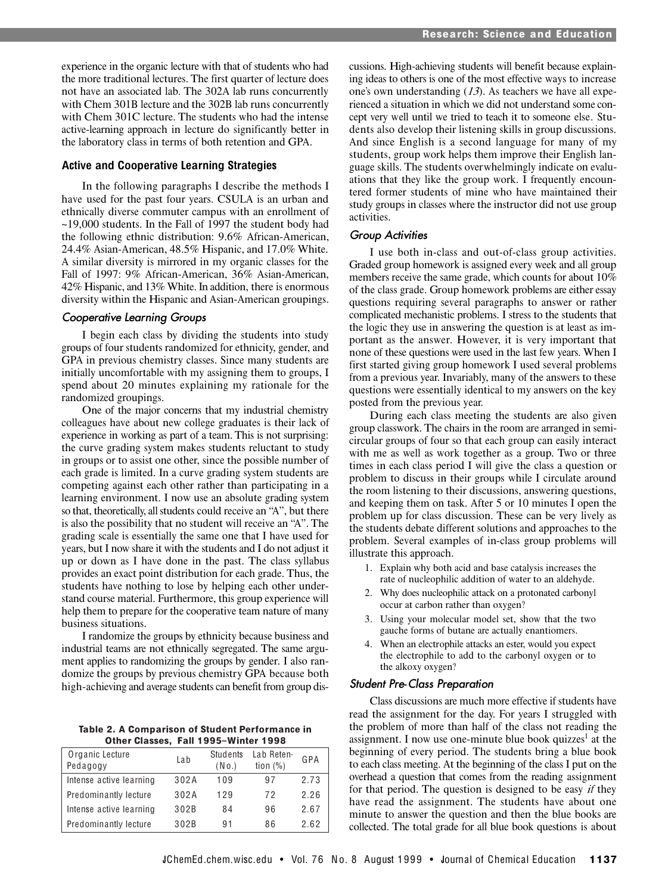experience in the organic lecture with that of students who had the more traditional lectures. The first quarter of lecture does not have an associated lab. The 302A lab runs concurrently with Chem 301B lecture and the 302B lab runs concurrently with Chem 301C lecture. The students who had the intense active-learning approach in lecture do significantly better in the laboratory class in terms of both retention and GPA.

## Active and Cooperative Learning Strategies

In the following paragraphs I describe the methods I have used for the past four years. CSULA is an urban and ethnically diverse commuter campus with an enrollment of ~19,000 students. In the Fall of 1997 the student body had the following ethnic distribution: 9.6% African-American, 24.4% Asian-American, 48.5% Hispanic, and 17.0% White. A similar diversity is mirrored in my organic classes for the Fall of 1997: 9% African-American, 36% Asian-American, 42% Hispanic, and 13% White. In addition, there is enormous diversity within the Hispanic and Asian-American groupings.

### *Cooperative Learning Groups*

I begin each class by dividing the students into study groups of four students randomized for ethnicity, gender, and GPA in previous chemistry classes. Since many students are initially uncomfortable with my assigning them to groups, I spend about 20 minutes explaining my rationale for the randomized groupings.

One of the major concerns that my industrial chemistry colleagues have about new college graduates is their lack of experience in working as part of a team. This is not surprising: the curve grading system makes students reluctant to study in groups or to assist one other, since the possible number of each grade is limited. In a curve grading system students are competing against each other rather than participating in a learning environment. I now use an absolute grading system so that, theoretically, all students could receive an "A", but there is also the possibility that no student will receive an "A". The grading scale is essentially the same one that I have used for years, but I now share it with the students and I do not adjust it up or down as I have done in the past. The class syllabus provides an exact point distribution for each grade. Thus, the students have nothing to lose by helping each other understand course material. Furthermore, this group experience will help them to prepare for the cooperative team nature of many business situations.

I randomize the groups by ethnicity because business and industrial teams are not ethnically segregated. The same argument applies to randomizing the groups by gender. I also randomize the groups by previous chemistry GPA because both high-achieving and average students can benefit from group discussions. High-achieving students will benefit because explaining ideas to others is one of the most effective ways to increase one's own understanding (*13*). As teachers we have all experienced a situation in which we did not understand some concept very well until we tried to teach it to someone else. Students also develop their listening skills in group discussions. And since English is a second language for many of my students, group work helps them improve their English language skills. The students overwhelmingly indicate on evaluations that they like the group work. I frequently encountered former students of mine who have maintained their study groups in classes where the instructor did not use group activities.

**Table 2. A Comparison of Student Performance in Other Classes, Fall 1995–Winter 1998**

| Organic Lecture Pedagogy | Lab | Students (No.) | Lab Retention (%) | GPA |
|---|---|---|---|---|
| Intense active learning | 302A | 109 | 97 | 2.73 |
| Predominantly lecture | 302A | 129 | 72 | 2.26 |
| Intense active learning | 302B | 84 | 96 | 2.67 |
| Predominantly lecture | 302B | 91 | 86 | 2.62 |

### *Group Activities*

I use both in-class and out-of-class group activities. Graded group homework is assigned every week and all group members receive the same grade, which counts for about 10% of the class grade. Group homework problems are either essay questions requiring several paragraphs to answer or rather complicated mechanistic problems. I stress to the students that the logic they use in answering the question is at least as important as the answer. However, it is very important that none of these questions were used in the last few years. When I first started giving group homework I used several problems from a previous year. Invariably, many of the answers to these questions were essentially identical to my answers on the key posted from the previous year.

During each class meeting the students are also given group classwork. The chairs in the room are arranged in semicircular groups of four so that each group can easily interact with me as well as work together as a group. Two or three times in each class period I will give the class a question or problem to discuss in their groups while I circulate around the room listening to their discussions, answering questions, and keeping them on task. After 5 or 10 minutes I open the problem up for class discussion. These can be very lively as the students debate different solutions and approaches to the problem. Several examples of in-class group problems will illustrate this approach.

1. Explain why both acid and base catalysis increases the rate of nucleophilic addition of water to an aldehyde.
2. Why does nucleophilic attack on a protonated carbonyl occur at carbon rather than oxygen?
3. Using your molecular model set, show that the two gauche forms of butane are actually enantiomers.
4. When an electrophile attacks an ester, would you expect the electrophile to add to the carbonyl oxygen or to the alkoxy oxygen?

### *Student Pre-Class Preparation*

Class discussions are much more effective if students have read the assignment for the day. For years I struggled with the problem of more than half of the class not reading the assignment. I now use one-minute blue book quizzes[1] at the beginning of every period. The students bring a blue book to each class meeting. At the beginning of the class I put on the overhead a question that comes from the reading assignment for that period. The question is designed to be easy *if* they have read the assignment. The students have about one minute to answer the question and then the blue books are collected. The total grade for all blue book questions is about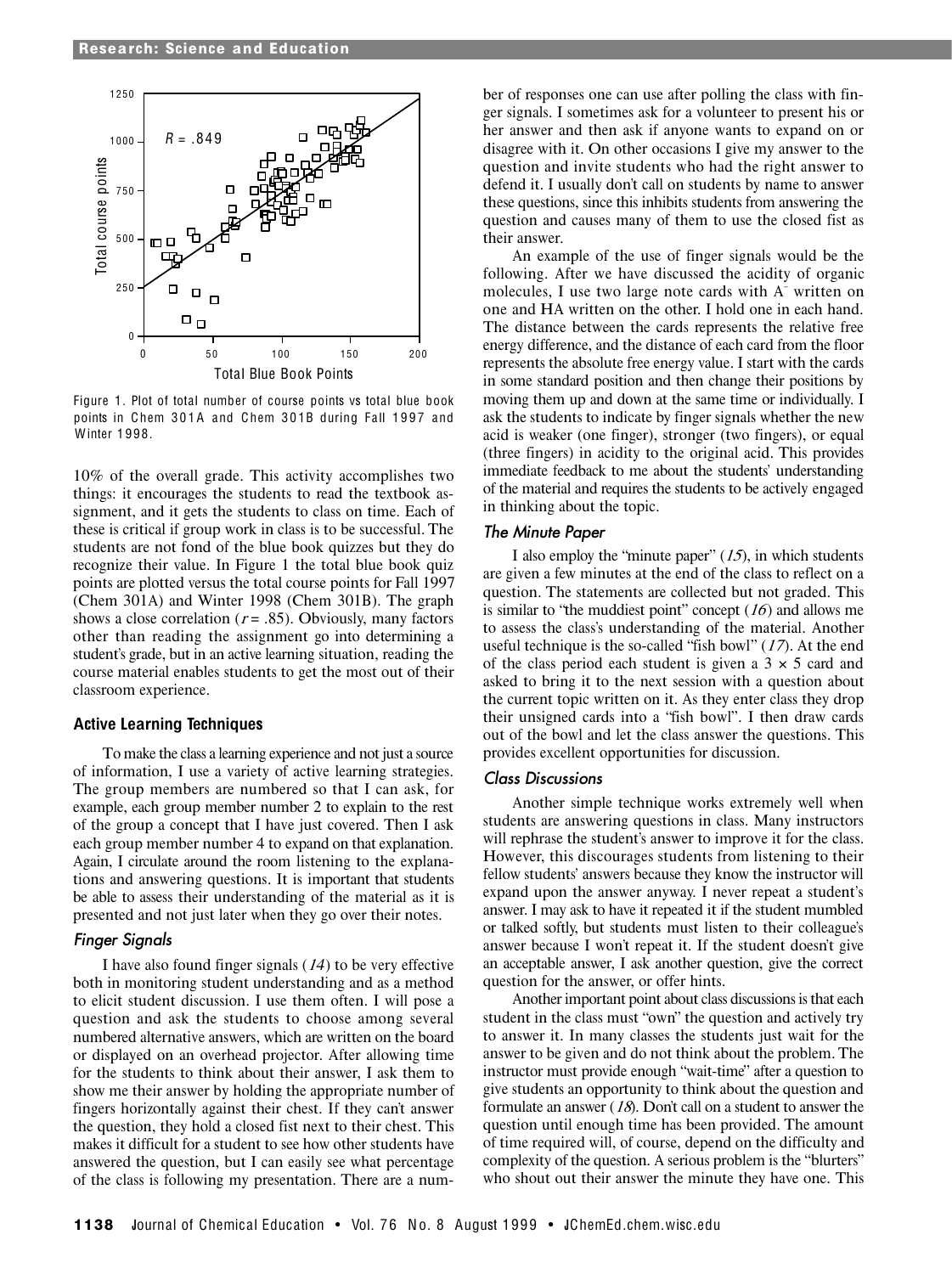Figure 1. Plot of total number of course points vs total blue book points in Chem 301A and Chem 301B during Fall 1997 and Winter 1998.

10% of the overall grade. This activity accomplishes two things: it encourages the students to read the textbook assignment, and it gets the students to class on time. Each of these is critical if group work in class is to be successful. The students are not fond of the blue book quizzes but they do recognize their value. In Figure 1 the total blue book quiz points are plotted versus the total course points for Fall 1997 (Chem 301A) and Winter 1998 (Chem 301B). The graph shows a close correlation ($r = .85$). Obviously, many factors other than reading the assignment go into determining a student's grade, but in an active learning situation, reading the course material enables students to get the most out of their classroom experience.

### Active Learning Techniques

To make the class a learning experience and not just a source of information, I use a variety of active learning strategies. The group members are numbered so that I can ask, for example, each group member number 2 to explain to the rest of the group a concept that I have just covered. Then I ask each group member number 4 to expand on that explanation. Again, I circulate around the room listening to the explanations and answering questions. It is important that students be able to assess their understanding of the material as it is presented and not just later when they go over their notes.

#### *Finger Signals*

I have also found finger signals (*14*) to be very effective both in monitoring student understanding and as a method to elicit student discussion. I use them often. I will pose a question and ask the students to choose among several numbered alternative answers, which are written on the board or displayed on an overhead projector. After allowing time for the students to think about their answer, I ask them to show me their answer by holding the appropriate number of fingers horizontally against their chest. If they can't answer the question, they hold a closed fist next to their chest. This makes it difficult for a student to see how other students have answered the question, but I can easily see what percentage of the class is following my presentation. There are a number of responses one can use after polling the class with finger signals. I sometimes ask for a volunteer to present his or her answer and then ask if anyone wants to expand on or disagree with it. On other occasions I give my answer to the question and invite students who had the right answer to defend it. I usually don't call on students by name to answer these questions, since this inhibits students from answering the question and causes many of them to use the closed fist as their answer.

An example of the use of finger signals would be the following. After we have discussed the acidity of organic molecules, I use two large note cards with $A^-$ written on one and HA written on the other. I hold one in each hand. The distance between the cards represents the relative free energy difference, and the distance of each card from the floor represents the absolute free energy value. I start with the cards in some standard position and then change their positions by moving them up and down at the same time or individually. I ask the students to indicate by finger signals whether the new acid is weaker (one finger), stronger (two fingers), or equal (three fingers) in acidity to the original acid. This provides immediate feedback to me about the students' understanding of the material and requires the students to be actively engaged in thinking about the topic.

#### *The Minute Paper*

I also employ the "minute paper" (*15*), in which students are given a few minutes at the end of the class to reflect on a question. The statements are collected but not graded. This is similar to "the muddiest point" concept (*16*) and allows me to assess the class's understanding of the material. Another useful technique is the so-called "fish bowl" (*17*). At the end of the class period each student is given a 3 × 5 card and asked to bring it to the next session with a question about the current topic written on it. As they enter class they drop their unsigned cards into a "fish bowl". I then draw cards out of the bowl and let the class answer the questions. This provides excellent opportunities for discussion.

#### *Class Discussions*

Another simple technique works extremely well when students are answering questions in class. Many instructors will rephrase the student's answer to improve it for the class. However, this discourages students from listening to their fellow students' answers because they know the instructor will expand upon the answer anyway. I never repeat a student's answer. I may ask to have it repeated it if the student mumbled or talked softly, but students must listen to their colleague's answer because I won't repeat it. If the student doesn't give an acceptable answer, I ask another question, give the correct question for the answer, or offer hints.

Another important point about class discussions is that each student in the class must "own" the question and actively try to answer it. In many classes the students just wait for the answer to be given and do not think about the problem. The instructor must provide enough "wait-time" after a question to give students an opportunity to think about the question and formulate an answer (*18*). Don't call on a student to answer the question until enough time has been provided. The amount of time required will, of course, depend on the difficulty and complexity of the question. A serious problem is the "blurters" who shout out their answer the minute they have one. This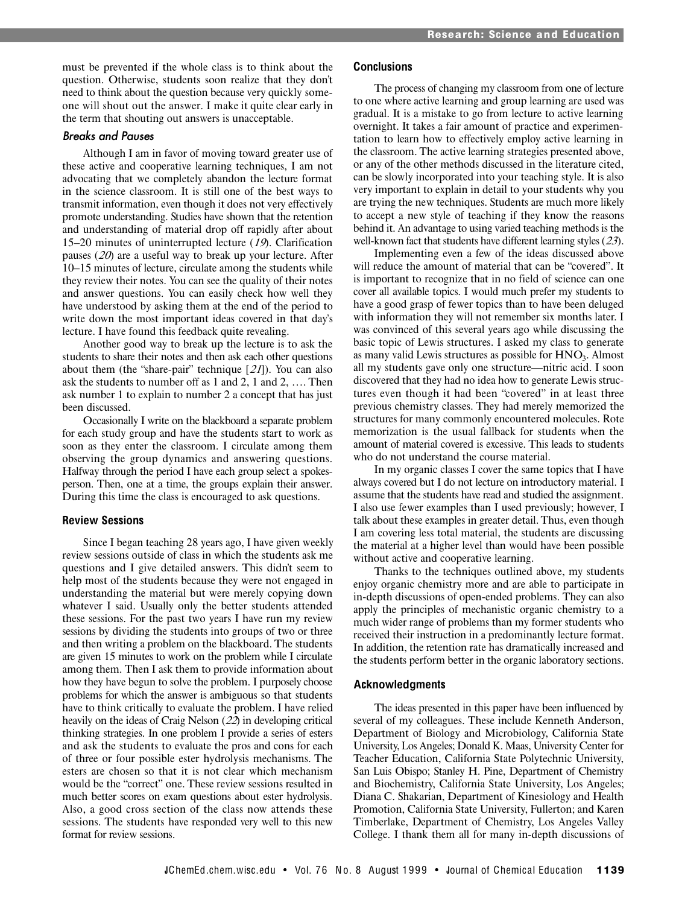must be prevented if the whole class is to think about the question. Otherwise, students soon realize that they don't need to think about the question because very quickly someone will shout out the answer. I make it quite clear early in the term that shouting out answers is unacceptable.

### *Breaks and Pauses*

Although I am in favor of moving toward greater use of these active and cooperative learning techniques, I am not advocating that we completely abandon the lecture format in the science classroom. It is still one of the best ways to transmit information, even though it does not very effectively promote understanding. Studies have shown that the retention and understanding of material drop off rapidly after about 15–20 minutes of uninterrupted lecture (*19*). Clarification pauses (*20*) are a useful way to break up your lecture. After 10–15 minutes of lecture, circulate among the students while they review their notes. You can see the quality of their notes and answer questions. You can easily check how well they have understood by asking them at the end of the period to write down the most important ideas covered in that day's lecture. I have found this feedback quite revealing.

Another good way to break up the lecture is to ask the students to share their notes and then ask each other questions about them (the "share-pair" technique [*21*]). You can also ask the students to number off as 1 and 2, 1 and 2, …. Then ask number 1 to explain to number 2 a concept that has just been discussed.

Occasionally I write on the blackboard a separate problem for each study group and have the students start to work as soon as they enter the classroom. I circulate among them observing the group dynamics and answering questions. Halfway through the period I have each group select a spokesperson. Then, one at a time, the groups explain their answer. During this time the class is encouraged to ask questions.

## Review Sessions

Since I began teaching 28 years ago, I have given weekly review sessions outside of class in which the students ask me questions and I give detailed answers. This didn't seem to help most of the students because they were not engaged in understanding the material but were merely copying down whatever I said. Usually only the better students attended these sessions. For the past two years I have run my review sessions by dividing the students into groups of two or three and then writing a problem on the blackboard. The students are given 15 minutes to work on the problem while I circulate among them. Then I ask them to provide information about how they have begun to solve the problem. I purposely choose problems for which the answer is ambiguous so that students have to think critically to evaluate the problem. I have relied heavily on the ideas of Craig Nelson (*22*) in developing critical thinking strategies. In one problem I provide a series of esters and ask the students to evaluate the pros and cons for each of three or four possible ester hydrolysis mechanisms. The esters are chosen so that it is not clear which mechanism would be the "correct" one. These review sessions resulted in much better scores on exam questions about ester hydrolysis. Also, a good cross section of the class now attends these sessions. The students have responded very well to this new format for review sessions.

## Conclusions

The process of changing my classroom from one of lecture to one where active learning and group learning are used was gradual. It is a mistake to go from lecture to active learning overnight. It takes a fair amount of practice and experimentation to learn how to effectively employ active learning in the classroom. The active learning strategies presented above, or any of the other methods discussed in the literature cited, can be slowly incorporated into your teaching style. It is also very important to explain in detail to your students why you are trying the new techniques. Students are much more likely to accept a new style of teaching if they know the reasons behind it. An advantage to using varied teaching methods is the well-known fact that students have different learning styles (*23*).

Implementing even a few of the ideas discussed above will reduce the amount of material that can be "covered". It is important to recognize that in no field of science can one cover all available topics. I would much prefer my students to have a good grasp of fewer topics than to have been deluged with information they will not remember six months later. I was convinced of this several years ago while discussing the basic topic of Lewis structures. I asked my class to generate as many valid Lewis structures as possible for $HNO_3$. Almost all my students gave only one structure—nitric acid. I soon discovered that they had no idea how to generate Lewis structures even though it had been "covered" in at least three previous chemistry classes. They had merely memorized the structures for many commonly encountered molecules. Rote memorization is the usual fallback for students when the amount of material covered is excessive. This leads to students who do not understand the course material.

In my organic classes I cover the same topics that I have always covered but I do not lecture on introductory material. I assume that the students have read and studied the assignment. I also use fewer examples than I used previously; however, I talk about these examples in greater detail. Thus, even though I am covering less total material, the students are discussing the material at a higher level than would have been possible without active and cooperative learning.

Thanks to the techniques outlined above, my students enjoy organic chemistry more and are able to participate in in-depth discussions of open-ended problems. They can also apply the principles of mechanistic organic chemistry to a much wider range of problems than my former students who received their instruction in a predominantly lecture format. In addition, the retention rate has dramatically increased and the students perform better in the organic laboratory sections.

## Acknowledgments

The ideas presented in this paper have been influenced by several of my colleagues. These include Kenneth Anderson, Department of Biology and Microbiology, California State University, Los Angeles; Donald K. Maas, University Center for Teacher Education, California State Polytechnic University, San Luis Obispo; Stanley H. Pine, Department of Chemistry and Biochemistry, California State University, Los Angeles; Diana C. Shakarian, Department of Kinesiology and Health Promotion, California State University, Fullerton; and Karen Timberlake, Department of Chemistry, Los Angeles Valley College. I thank them all for many in-depth discussions of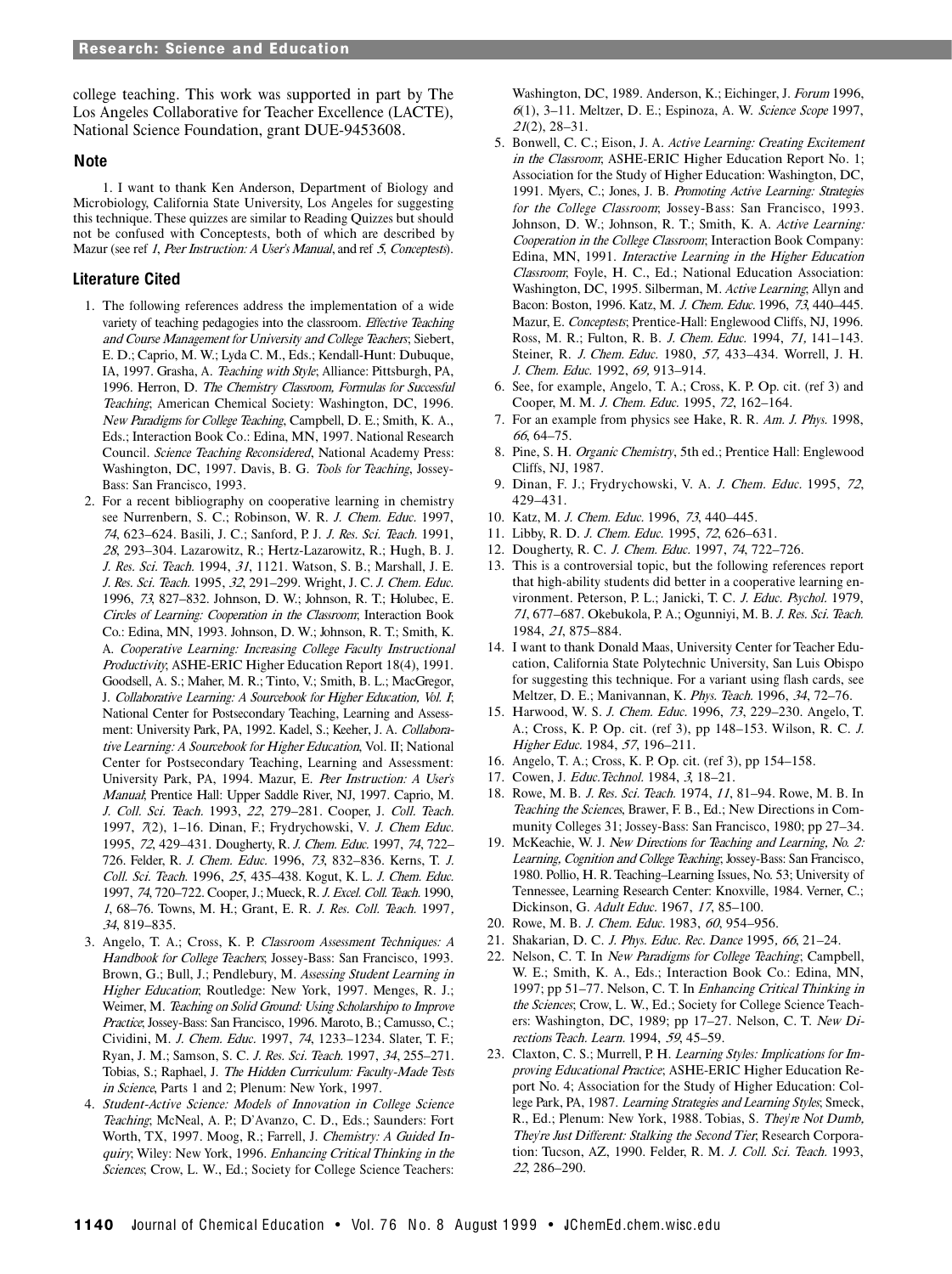college teaching. This work was supported in part by The Los Angeles Collaborative for Teacher Excellence (LACTE), National Science Foundation, grant DUE-9453608.

### Note

1. I want to thank Ken Anderson, Department of Biology and Microbiology, California State University, Los Angeles for suggesting this technique. These quizzes are similar to Reading Quizzes but should not be confused with Conceptests, both of which are described by Mazur (see ref *1*, *Peer Instruction: A User's Manual*, and ref *5*, *Conceptests*).

### Literature Cited

1. The following references address the implementation of a wide variety of teaching pedagogies into the classroom. *Effective Teaching and Course Management for University and College Teachers*; Siebert, E. D.; Caprio, M. W.; Lyda C. M., Eds.; Kendall-Hunt: Dubuque, IA, 1997. Grasha, A. *Teaching with Style*; Alliance: Pittsburgh, PA, 1996. Herron, D. *The Chemistry Classroom, Formulas for Successful Teaching*; American Chemical Society: Washington, DC, 1996. *New Paradigms for College Teaching*, Campbell, D. E.; Smith, K. A., Eds.; Interaction Book Co.: Edina, MN, 1997. National Research Council. *Science Teaching Reconsidered*, National Academy Press: Washington, DC, 1997. Davis, B. G. *Tools for Teaching*, Jossey-Bass: San Francisco, 1993.
2. For a recent bibliography on cooperative learning in chemistry see Nurrenbern, S. C.; Robinson, W. R. *J. Chem. Educ.* 1997, *74*, 623–624. Basili, J. C.; Sanford, P. J. *J. Res. Sci. Teach.* 1991, *28*, 293–304. Lazarowitz, R.; Hertz-Lazarowitz, R.; Hugh, B. J. *J. Res. Sci. Teach.* 1994, *31*, 1121. Watson, S. B.; Marshall, J. E. *J. Res. Sci. Teach.* 1995, *32*, 291–299. Wright, J. C. *J. Chem. Educ.* 1996, *73*, 827–832. Johnson, D. W.; Johnson, R. T.; Holubec, E. *Circles of Learning: Cooperation in the Classroom*; Interaction Book Co.: Edina, MN, 1993. Johnson, D. W.; Johnson, R. T.; Smith, K. A. *Cooperative Learning: Increasing College Faculty Instructional Productivity*; ASHE-ERIC Higher Education Report 18(4), 1991. Goodsell, A. S.; Maher, M. R.; Tinto, V.; Smith, B. L.; MacGregor, J. *Collaborative Learning: A Sourcebook for Higher Education, Vol. I*; National Center for Postsecondary Teaching, Learning and Assessment: University Park, PA, 1992. Kadel, S.; Keeher, J. A. *Collaborative Learning: A Sourcebook for Higher Education*, Vol. II; National Center for Postsecondary Teaching, Learning and Assessment: University Park, PA, 1994. Mazur, E. *Peer Instruction: A User's Manual*; Prentice Hall: Upper Saddle River, NJ, 1997. Caprio, M. *J. Coll. Sci. Teach.* 1993, *22*, 279–281. Cooper, J. *Coll. Teach.* 1997, *7*(2), 1–16. Dinan, F.; Frydrychowski, V. *J. Chem Educ.* 1995, *72*, 429–431. Dougherty, R. *J. Chem. Educ.* 1997, *74*, 722–726. Felder, R. *J. Chem. Educ.* 1996, *73*, 832–836. Kerns, T. *J. Coll. Sci. Teach.* 1996, *25*, 435–438. Kogut, K. L. *J. Chem. Educ.* 1997, *74*, 720–722. Cooper, J.; Mueck, R. *J. Excel. Coll. Teach.* 1990, *1*, 68–76. Towns, M. H.; Grant, E. R. *J. Res. Coll. Teach.* 1997, *34*, 819–835.
3. Angelo, T. A.; Cross, K. P. *Classroom Assessment Techniques: A Handbook for College Teachers*; Jossey-Bass: San Francisco, 1993. Brown, G.; Bull, J.; Pendlebury, M. *Assessing Student Learning in Higher Education*; Routledge: New York, 1997. Menges, R. J.; Weimer, M. *Teaching on Solid Ground: Using Scholarshipto to Improve Practice*; Jossey-Bass: San Francisco, 1996. Maroto, B.; Camusso, C.; Cividini, M. *J. Chem. Educ.* 1997, *74*, 1233–1234. Slater, T. F.; Ryan, J. M.; Samson, S. C. *J. Res. Sci. Teach.* 1997, *34*, 255–271. Tobias, S.; Raphael, J. *The Hidden Curriculum: Faculty-Made Tests in Science*, Parts 1 and 2; Plenum: New York, 1997.
4. *Student-Active Science: Models of Innovation in College Science Teaching*; McNeal, A. P.; D'Avanzo, C. D., Eds.; Saunders: Fort Worth, TX, 1997. Moog, R.; Farrell, J. *Chemistry: A Guided Inquiry*; Wiley: New York, 1996. *Enhancing Critical Thinking in the Sciences*; Crow, L. W., Ed.; Society for College Science Teachers: Washington, DC, 1989. Anderson, K.; Eichinger, J. *Forum* 1996, *6*(1), 3–11. Meltzer, D. E.; Espinoza, A. W. *Science Scope* 1997, *21*(2), 28–31.
5. Bonwell, C. C.; Eison, J. A. *Active Learning: Creating Excitement in the Classroom*; ASHE-ERIC Higher Education Report No. 1; Association for the Study of Higher Education: Washington, DC, 1991. Myers, C.; Jones, J. B. *Promoting Active Learning: Strategies for the College Classroom*; Jossey-Bass: San Francisco, 1993. Johnson, D. W.; Johnson, R. T.; Smith, K. A. *Active Learning: Cooperation in the College Classroom*; Interaction Book Company: Edina, MN, 1991. *Interactive Learning in the Higher Education Classroom*; Foyle, H. C., Ed.; National Education Association: Washington, DC, 1995. Silberman, M. *Active Learning*; Allyn and Bacon: Boston, 1996. Katz, M. *J. Chem. Educ.* 1996, *73*, 440–445. Mazur, E. *Conceptests*; Prentice-Hall: Englewood Cliffs, NJ, 1996. Ross, M. R.; Fulton, R. B. *J. Chem. Educ.* 1994, *71*, 141–143. Steiner, R. *J. Chem. Educ.* 1980, *57*, 433–434. Worrell, J. H. *J. Chem. Educ.* 1992, *69*, 913–914.
6. See, for example, Angelo, T. A.; Cross, K. P. Op. cit. (ref 3) and Cooper, M. M. *J. Chem. Educ.* 1995, *72*, 162–164.
7. For an example from physics see Hake, R. R. *Am. J. Phys.* 1998, *66*, 64–75.
8. Pine, S. H. *Organic Chemistry*, 5th ed.; Prentice Hall: Englewood Cliffs, NJ, 1987.
9. Dinan, F. J.; Frydrychowski, V. A. *J. Chem. Educ.* 1995, *72*, 429–431.
10. Katz, M. *J. Chem. Educ.* 1996, *73*, 440–445.
11. Libby, R. D. *J. Chem. Educ.* 1995, *72*, 626–631.
12. Dougherty, R. C. *J. Chem. Educ.* 1997, *74*, 722–726.
13. This is a controversial topic, but the following references report that high-ability students did better in a cooperative learning environment. Peterson, P. L.; Janicki, T. C. *J. Educ. Psychol.* 1979, *71*, 677–687. Okebukola, P. A.; Ogunniyi, M. B. *J. Res. Sci. Teach.* 1984, *21*, 875–884.
14. I want to thank Donald Maas, University Center for Teacher Education, California State Polytechnic University, San Luis Obispo for suggesting this technique. For a variant using flash cards, see Meltzer, D. E.; Manivannan, K. *Phys. Teach.* 1996, *34*, 72–76.
15. Harwood, W. S. *J. Chem. Educ.* 1996, *73*, 229–230. Angelo, T. A.; Cross, K. P. Op. cit. (ref 3), pp 148–153. Wilson, R. C. *J. Higher Educ.* 1984, *57*, 196–211.
16. Angelo, T. A.; Cross, K. P. Op. cit. (ref 3), pp 154–158.
17. Cowen, J. *Educ.Technol.* 1984, *3*, 18–21.
18. Rowe, M. B. *J. Res. Sci. Teach.* 1974, *11*, 81–94. Rowe, M. B. In *Teaching the Sciences*, Brawer, F. B., Ed.; New Directions in Community Colleges 31; Jossey-Bass: San Francisco, 1980; pp 27–34.
19. McKeachie, W. J. *New Directions for Teaching and Learning, No. 2: Learning, Cognition and College Teaching*; Jossey-Bass: San Francisco, 1980. Pollio, H. R. Teaching–Learning Issues, No. 53; University of Tennessee, Learning Research Center: Knoxville, 1984. Verner, C.; Dickinson, G. *Adult Educ.* 1967, *17*, 85–100.
20. Rowe, M. B. *J. Chem. Educ.* 1983, *60*, 954–956.
21. Shakarian, D. C. *J. Phys. Educ. Rec. Dance* 1995, *66*, 21–24.
22. Nelson, C. T. In *New Paradigms for College Teaching*; Campbell, W. E.; Smith, K. A., Eds.; Interaction Book Co.: Edina, MN, 1997; pp 51–77. Nelson, C. T. In *Enhancing Critical Thinking in the Sciences*; Crow, L. W., Ed.; Society for College Science Teachers: Washington, DC, 1989; pp 17–27. Nelson, C. T. *New Directions Teach. Learn.* 1994, *59*, 45–59.
23. Claxton, C. S.; Murrell, P. H. *Learning Styles: Implications for Improving Educational Practice*; ASHE-ERIC Higher Education Report No. 4; Association for the Study of Higher Education: College Park, PA, 1987. *Learning Strategies and Learning Styles*; Smeck, R., Ed.; Plenum: New York, 1988. Tobias, S. *They're Not Dumb, They're Just Different: Stalking the Second Tier*; Research Corporation: Tucson, AZ, 1990. Felder, R. M. *J. Coll. Sci. Teach.* 1993, *22*, 286–290.